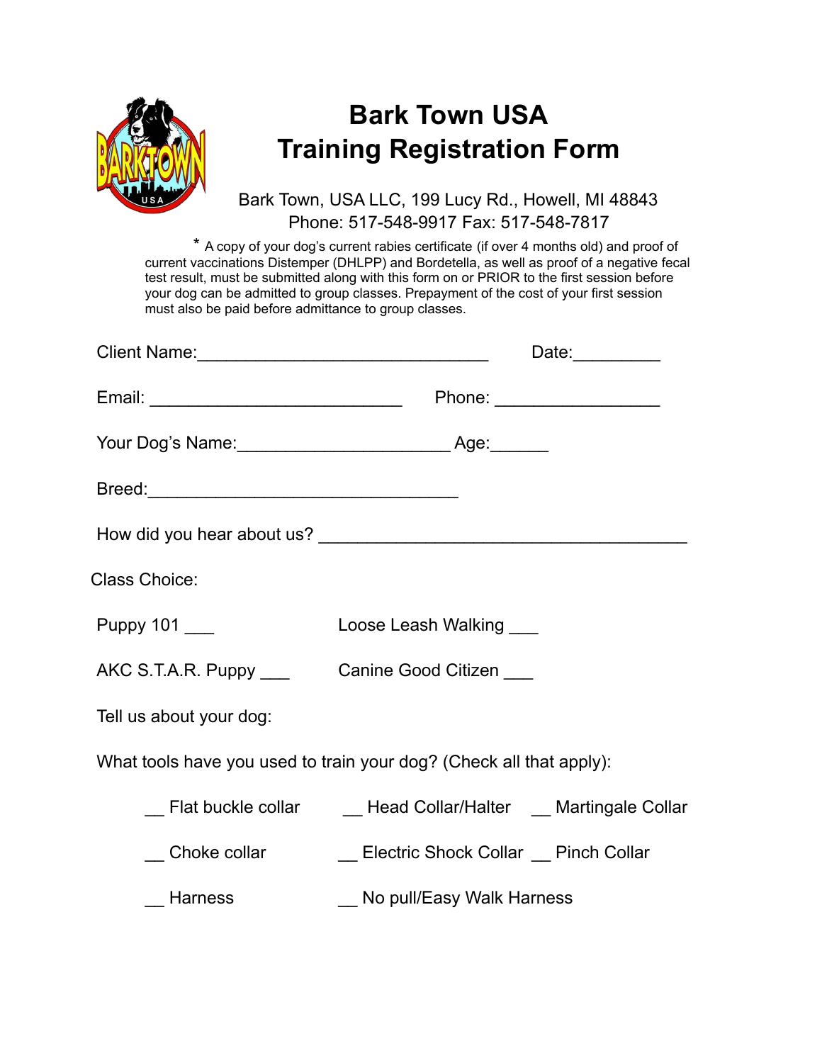# Bark Town USA
# Training Registration Form

Bark Town, USA LLC, 199 Lucy Rd., Howell, MI 48843
Phone: 517-548-9917 Fax: 517-548-7817

* A copy of your dog's current rabies certificate (if over 4 months old) and proof of current vaccinations Distemper (DHLPP) and Bordetella, as well as proof of a negative fecal test result, must be submitted along with this form on or PRIOR to the first session before your dog can be admitted to group classes. Prepayment of the cost of your first session must also be paid before admittance to group classes.

Client Name:_______________________________ Date:_________

Email: __________________________ Phone: _________________

Your Dog's Name:______________________ Age:______

Breed:_________________________________

How did you hear about us? _______________________________________

Class Choice:

Puppy 101 ___ Loose Leash Walking ___

AKC S.T.A.R. Puppy ___ Canine Good Citizen ___

Tell us about your dog:

What tools have you used to train your dog? (Check all that apply):

__ Flat buckle collar __ Head Collar/Halter __ Martingale Collar

__ Choke collar __ Electric Shock Collar __ Pinch Collar

__ Harness __ No pull/Easy Walk Harness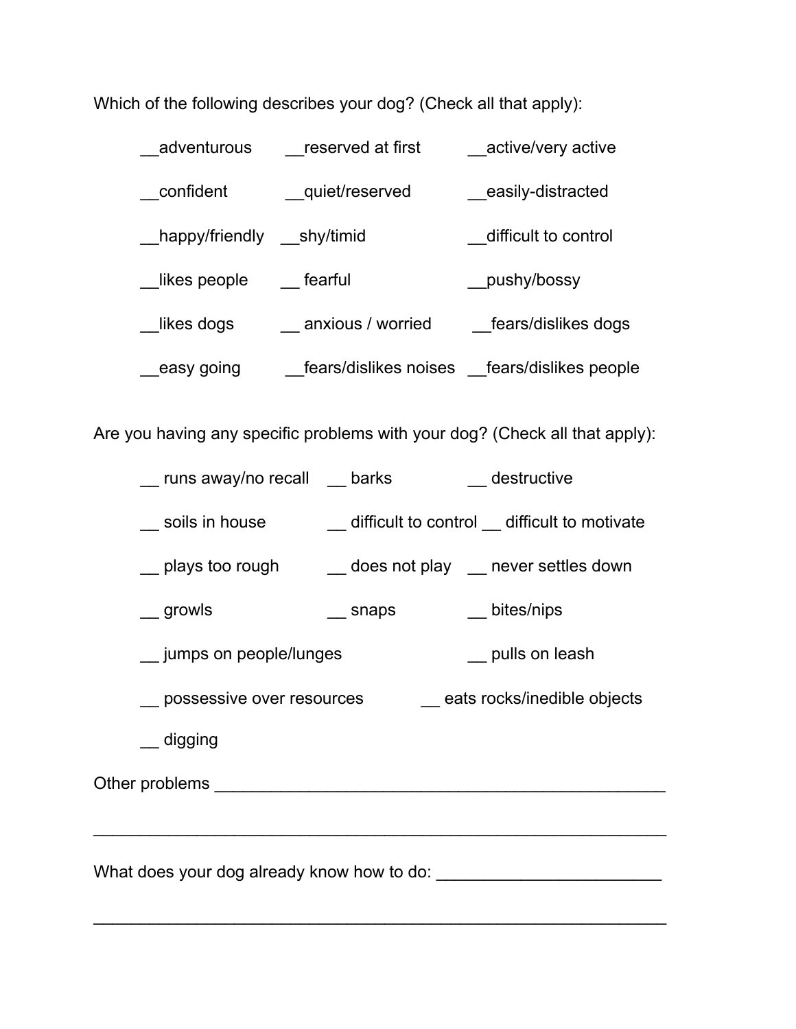Which of the following describes your dog? (Check all that apply):

__adventurous __reserved at first __active/very active

__confident __quiet/reserved __easily-distracted

__happy/friendly __shy/timid __difficult to control

__likes people __ fearful __pushy/bossy

__likes dogs __ anxious / worried __fears/dislikes dogs

__easy going __fears/dislikes noises __fears/dislikes people

Are you having any specific problems with your dog? (Check all that apply):

__ runs away/no recall __ barks __ destructive

__ soils in house __ difficult to control __ difficult to motivate

__ plays too rough __ does not play __ never settles down

__ growls __ snaps __ bites/nips

__ jumps on people/lunges __ pulls on leash

__ possessive over resources __ eats rocks/inedible objects

__ digging

Other problems ______________________________________________

______________________________________________________________

What does your dog already know how to do: ________________________

______________________________________________________________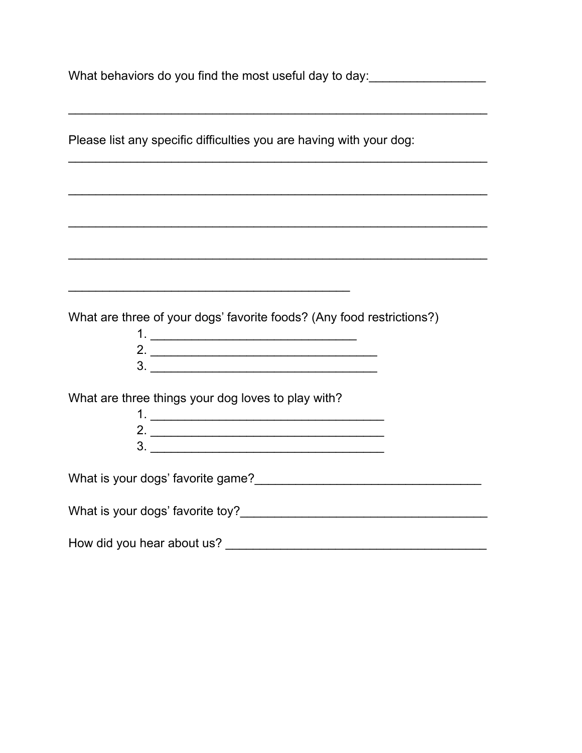What behaviors do you find the most useful day to day:_________________

_______________________________________________________________

Please list any specific difficulties you are having with your dog:

_______________________________________________________________

_______________________________________________________________

_______________________________________________________________

_______________________________________________________________

__________________________________________

What are three of your dogs' favorite foods? (Any food restrictions?)

1. _______________________________
2. __________________________________
3. __________________________________

What are three things your dog loves to play with?

1. ___________________________________
2. ___________________________________
3. ___________________________________

What is your dogs' favorite game?__________________________________

What is your dogs' favorite toy?_____________________________________

How did you hear about us? _______________________________________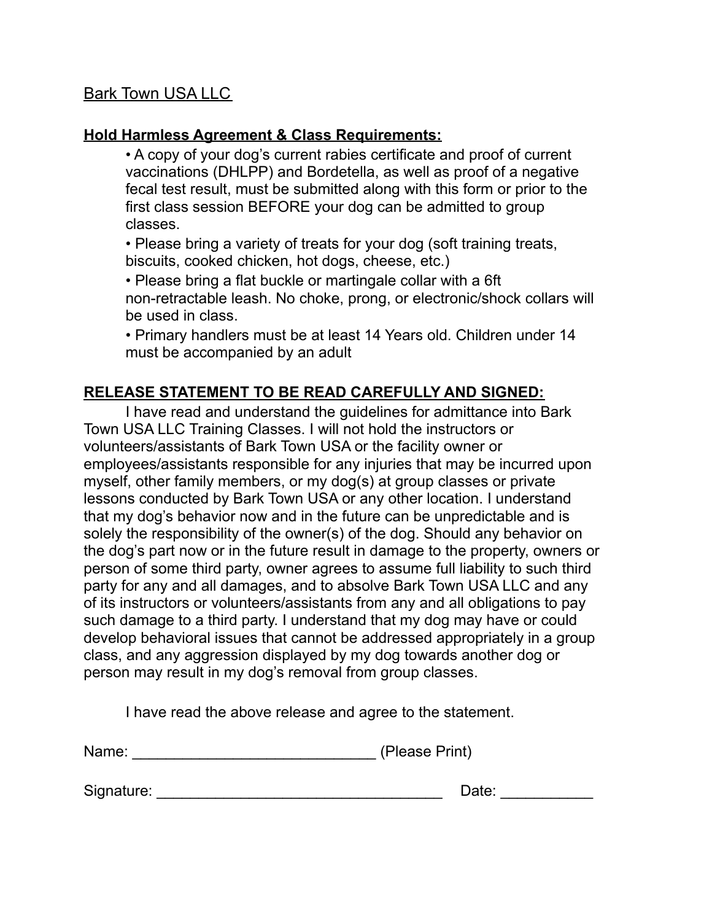Bark Town USA LLC

**Hold Harmless Agreement & Class Requirements:**

- A copy of your dog's current rabies certificate and proof of current vaccinations (DHLPP) and Bordetella, as well as proof of a negative fecal test result, must be submitted along with this form or prior to the first class session BEFORE your dog can be admitted to group classes.
- Please bring a variety of treats for your dog (soft training treats, biscuits, cooked chicken, hot dogs, cheese, etc.)
- Please bring a flat buckle or martingale collar with a 6ft non-retractable leash. No choke, prong, or electronic/shock collars will be used in class.
- Primary handlers must be at least 14 Years old. Children under 14 must be accompanied by an adult

**RELEASE STATEMENT TO BE READ CAREFULLY AND SIGNED:**

I have read and understand the guidelines for admittance into Bark Town USA LLC Training Classes. I will not hold the instructors or volunteers/assistants of Bark Town USA or the facility owner or employees/assistants responsible for any injuries that may be incurred upon myself, other family members, or my dog(s) at group classes or private lessons conducted by Bark Town USA or any other location. I understand that my dog's behavior now and in the future can be unpredictable and is solely the responsibility of the owner(s) of the dog. Should any behavior on the dog's part now or in the future result in damage to the property, owners or person of some third party, owner agrees to assume full liability to such third party for any and all damages, and to absolve Bark Town USA LLC and any of its instructors or volunteers/assistants from any and all obligations to pay such damage to a third party. I understand that my dog may have or could develop behavioral issues that cannot be addressed appropriately in a group class, and any aggression displayed by my dog towards another dog or person may result in my dog's removal from group classes.

I have read the above release and agree to the statement.

Name: ______________________________ (Please Print)

Signature: ___________________________________ Date: ___________